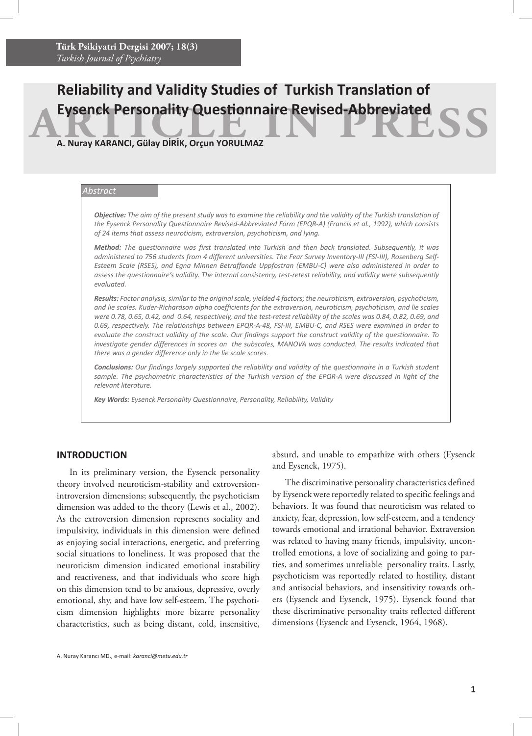# Reliability and Validity Studies of Turkish Translation of Eysenck Personality Questionnaire Revised-Abbreviated

**A. Nuray KARANCI, Gülay DİRİK, Orçun YORULMAZ**

*Abstract*

***Objective:*** *The aim of the present study was to examine the reliability and the validity of the Turkish translation of the Eysenck Personality Questionnaire Revised-Abbreviated Form (EPQR-A) (Francis et al., 1992), which consists of 24 items that assess neuroticism, extraversion, psychoticism, and lying.*

***Method:*** *The questionnaire was first translated into Turkish and then back translated. Subsequently, it was administered to 756 students from 4 different universities. The Fear Survey Inventory-III (FSI-III), Rosenberg Self-Esteem Scale (RSES), and Egna Minnen Betraffande Uppfostran (EMBU-C) were also administered in order to assess the questionnaire's validity. The internal consistency, test-retest reliability, and validity were subsequently evaluated.*

***Results:*** *Factor analysis, similar to the original scale, yielded 4 factors; the neuroticism, extraversion, psychoticism, and lie scales. Kuder-Richardson alpha coefficients for the extraversion, neuroticism, psychoticism, and lie scales were 0.78, 0.65, 0.42, and 0.64, respectively, and the test-retest reliability of the scales was 0.84, 0.82, 0.69, and 0.69, respectively. The relationships between EPQR-A-48, FSI-III, EMBU-C, and RSES were examined in order to evaluate the construct validity of the scale. Our findings support the construct validity of the questionnaire. To investigate gender differences in scores on the subscales, MANOVA was conducted. The results indicated that there was a gender difference only in the lie scale scores.*

***Conclusions:*** *Our findings largely supported the reliability and validity of the questionnaire in a Turkish student sample. The psychometric characteristics of the Turkish version of the EPQR-A were discussed in light of the relevant literature.*

***Key Words:*** *Eysenck Personality Questionnaire, Personality, Reliability, Validity*

## INTRODUCTION

In its preliminary version, the Eysenck personality theory involved neuroticism-stability and extroversion-introversion dimensions; subsequently, the psychoticism dimension was added to the theory (Lewis et al., 2002). As the extroversion dimension represents sociality and impulsivity, individuals in this dimension were defined as enjoying social interactions, energetic, and preferring social situations to loneliness. It was proposed that the neuroticism dimension indicated emotional instability and reactiveness, and that individuals who score high on this dimension tend to be anxious, depressive, overly emotional, shy, and have low self-esteem. The psychoticism dimension highlights more bizarre personality characteristics, such as being distant, cold, insensitive, absurd, and unable to empathize with others (Eysenck and Eysenck, 1975).

The discriminative personality characteristics defined by Eysenck were reportedly related to specific feelings and behaviors. It was found that neuroticism was related to anxiety, fear, depression, low self-esteem, and a tendency towards emotional and irrational behavior. Extraversion was related to having many friends, impulsivity, uncontrolled emotions, a love of socializing and going to parties, and sometimes unreliable personality traits. Lastly, psychoticism was reportedly related to hostility, distant and antisocial behaviors, and insensitivity towards others (Eysenck and Eysenck, 1975). Eysenck found that these discriminative personality traits reflected different dimensions (Eysenck and Eysenck, 1964, 1968).

A. Nuray Karancı MD., e-mail: *karanci@metu.edu.tr*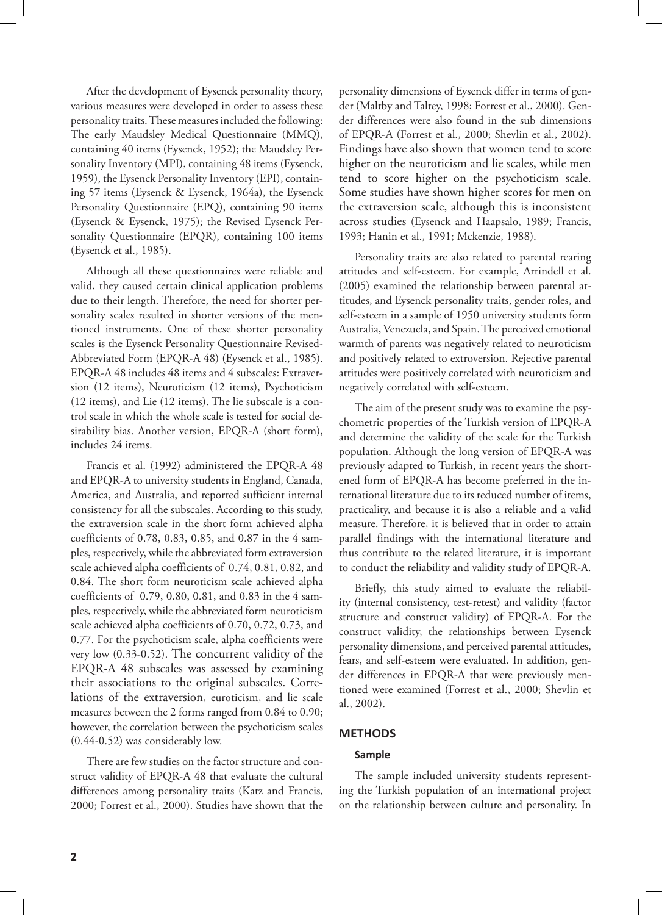After the development of Eysenck personality theory, various measures were developed in order to assess these personality traits. These measures included the following: The early Maudsley Medical Questionnaire (MMQ), containing 40 items (Eysenck, 1952); the Maudsley Personality Inventory (MPI), containing 48 items (Eysenck, 1959), the Eysenck Personality Inventory (EPI), containing 57 items (Eysenck & Eysenck, 1964a), the Eysenck Personality Questionnaire (EPQ), containing 90 items (Eysenck & Eysenck, 1975); the Revised Eysenck Personality Questionnaire (EPQR), containing 100 items (Eysenck et al., 1985).

Although all these questionnaires were reliable and valid, they caused certain clinical application problems due to their length. Therefore, the need for shorter personality scales resulted in shorter versions of the mentioned instruments. One of these shorter personality scales is the Eysenck Personality Questionnaire Revised-Abbreviated Form (EPQR-A 48) (Eysenck et al., 1985). EPQR-A 48 includes 48 items and 4 subscales: Extraversion (12 items), Neuroticism (12 items), Psychoticism (12 items), and Lie (12 items). The lie subscale is a control scale in which the whole scale is tested for social desirability bias. Another version, EPQR-A (short form), includes 24 items.

Francis et al. (1992) administered the EPQR-A 48 and EPQR-A to university students in England, Canada, America, and Australia, and reported sufficient internal consistency for all the subscales. According to this study, the extraversion scale in the short form achieved alpha coefficients of 0.78, 0.83, 0.85, and 0.87 in the 4 samples, respectively, while the abbreviated form extraversion scale achieved alpha coefficients of 0.74, 0.81, 0.82, and 0.84. The short form neuroticism scale achieved alpha coefficients of 0.79, 0.80, 0.81, and 0.83 in the 4 samples, respectively, while the abbreviated form neuroticism scale achieved alpha coefficients of 0.70, 0.72, 0.73, and 0.77. For the psychoticism scale, alpha coefficients were very low (0.33-0.52). The concurrent validity of the EPQR-A 48 subscales was assessed by examining their associations to the original subscales. Correlations of the extraversion, euroticism, and lie scale measures between the 2 forms ranged from 0.84 to 0.90; however, the correlation between the psychoticism scales (0.44-0.52) was considerably low.

There are few studies on the factor structure and construct validity of EPQR-A 48 that evaluate the cultural differences among personality traits (Katz and Francis, 2000; Forrest et al., 2000). Studies have shown that the personality dimensions of Eysenck differ in terms of gender (Maltby and Taltey, 1998; Forrest et al., 2000). Gender differences were also found in the sub dimensions of EPQR-A (Forrest et al., 2000; Shevlin et al., 2002). Findings have also shown that women tend to score higher on the neuroticism and lie scales, while men tend to score higher on the psychoticism scale. Some studies have shown higher scores for men on the extraversion scale, although this is inconsistent across studies (Eysenck and Haapsalo, 1989; Francis, 1993; Hanin et al., 1991; Mckenzie, 1988).

Personality traits are also related to parental rearing attitudes and self-esteem. For example, Arrindell et al. (2005) examined the relationship between parental attitudes, and Eysenck personality traits, gender roles, and self-esteem in a sample of 1950 university students form Australia, Venezuela, and Spain. The perceived emotional warmth of parents was negatively related to neuroticism and positively related to extroversion. Rejective parental attitudes were positively correlated with neuroticism and negatively correlated with self-esteem.

The aim of the present study was to examine the psychometric properties of the Turkish version of EPQR-A and determine the validity of the scale for the Turkish population. Although the long version of EPQR-A was previously adapted to Turkish, in recent years the shortened form of EPQR-A has become preferred in the international literature due to its reduced number of items, practicality, and because it is also a reliable and a valid measure. Therefore, it is believed that in order to attain parallel findings with the international literature and thus contribute to the related literature, it is important to conduct the reliability and validity study of EPQR-A.

Briefly, this study aimed to evaluate the reliability (internal consistency, test-retest) and validity (factor structure and construct validity) of EPQR-A. For the construct validity, the relationships between Eysenck personality dimensions, and perceived parental attitudes, fears, and self-esteem were evaluated. In addition, gender differences in EPQR-A that were previously mentioned were examined (Forrest et al., 2000; Shevlin et al., 2002).

## METHODS

### Sample

The sample included university students representing the Turkish population of an international project on the relationship between culture and personality. In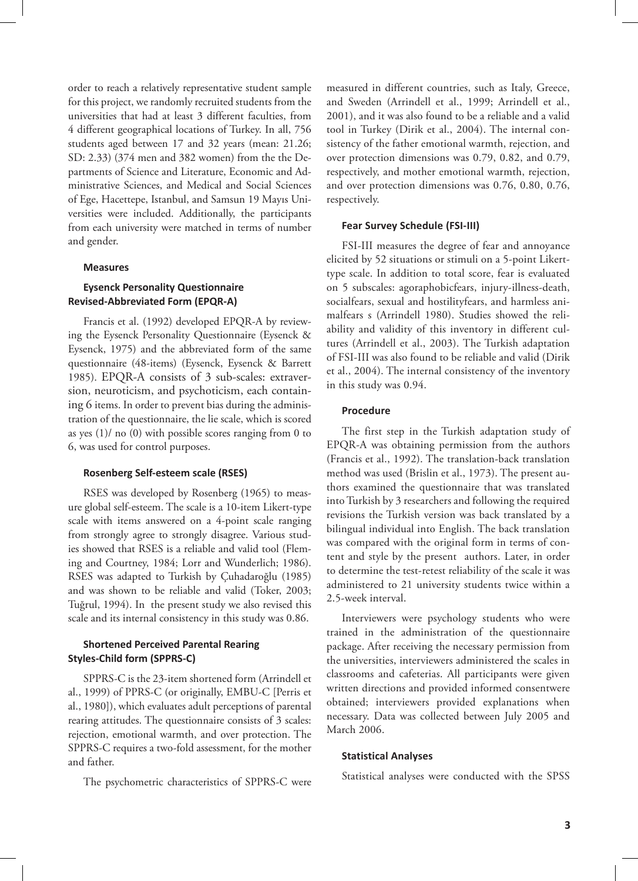order to reach a relatively representative student sample for this project, we randomly recruited students from the universities that had at least 3 different faculties, from 4 different geographical locations of Turkey. In all, 756 students aged between 17 and 32 years (mean: 21.26; SD: 2.33) (374 men and 382 women) from the the Departments of Science and Literature, Economic and Administrative Sciences, and Medical and Social Sciences of Ege, Hacettepe, Istanbul, and Samsun 19 Mayıs Universities were included. Additionally, the participants from each university were matched in terms of number and gender.

### Measures

#### Eysenck Personality Questionnaire Revised-Abbreviated Form (EPQR-A)

Francis et al. (1992) developed EPQR-A by reviewing the Eysenck Personality Questionnaire (Eysenck & Eysenck, 1975) and the abbreviated form of the same questionnaire (48-items) (Eysenck, Eysenck & Barrett 1985). EPQR-A consists of 3 sub-scales: extraversion, neuroticism, and psychoticism, each containing 6 items. In order to prevent bias during the administration of the questionnaire, the lie scale, which is scored as yes (1)/ no (0) with possible scores ranging from 0 to 6, was used for control purposes.

#### Rosenberg Self-esteem scale (RSES)

RSES was developed by Rosenberg (1965) to measure global self-esteem. The scale is a 10-item Likert-type scale with items answered on a 4-point scale ranging from strongly agree to strongly disagree. Various studies showed that RSES is a reliable and valid tool (Fleming and Courtney, 1984; Lorr and Wunderlich; 1986). RSES was adapted to Turkish by Çuhadaroğlu (1985) and was shown to be reliable and valid (Toker, 2003; Tuğrul, 1994). In the present study we also revised this scale and its internal consistency in this study was 0.86.

#### Shortened Perceived Parental Rearing Styles-Child form (SPPRS-C)

SPPRS-C is the 23-item shortened form (Arrindell et al., 1999) of PPRS-C (or originally, EMBU-C [Perris et al., 1980]), which evaluates adult perceptions of parental rearing attitudes. The questionnaire consists of 3 scales: rejection, emotional warmth, and over protection. The SPPRS-C requires a two-fold assessment, for the mother and father.

The psychometric characteristics of SPPRS-C were measured in different countries, such as Italy, Greece, and Sweden (Arrindell et al., 1999; Arrindell et al., 2001), and it was also found to be a reliable and a valid tool in Turkey (Dirik et al., 2004). The internal consistency of the father emotional warmth, rejection, and over protection dimensions was 0.79, 0.82, and 0.79, respectively, and mother emotional warmth, rejection, and over protection dimensions was 0.76, 0.80, 0.76, respectively.

#### Fear Survey Schedule (FSI-III)

FSI-III measures the degree of fear and annoyance elicited by 52 situations or stimuli on a 5-point Likert-type scale. In addition to total score, fear is evaluated on 5 subscales: agoraphobicfears, injury-illness-death, socialfears, sexual and hostilityfears, and harmless animalfears s (Arrindell 1980). Studies showed the reliability and validity of this inventory in different cultures (Arrindell et al., 2003). The Turkish adaptation of FSI-III was also found to be reliable and valid (Dirik et al., 2004). The internal consistency of the inventory in this study was 0.94.

#### Procedure

The first step in the Turkish adaptation study of EPQR-A was obtaining permission from the authors (Francis et al., 1992). The translation-back translation method was used (Brislin et al., 1973). The present authors examined the questionnaire that was translated into Turkish by 3 researchers and following the required revisions the Turkish version was back translated by a bilingual individual into English. The back translation was compared with the original form in terms of content and style by the present authors. Later, in order to determine the test-retest reliability of the scale it was administered to 21 university students twice within a 2.5-week interval.

Interviewers were psychology students who were trained in the administration of the questionnaire package. After receiving the necessary permission from the universities, interviewers administered the scales in classrooms and cafeterias. All participants were given written directions and provided informed consentwere obtained; interviewers provided explanations when necessary. Data was collected between July 2005 and March 2006.

#### Statistical Analyses

Statistical analyses were conducted with the SPSS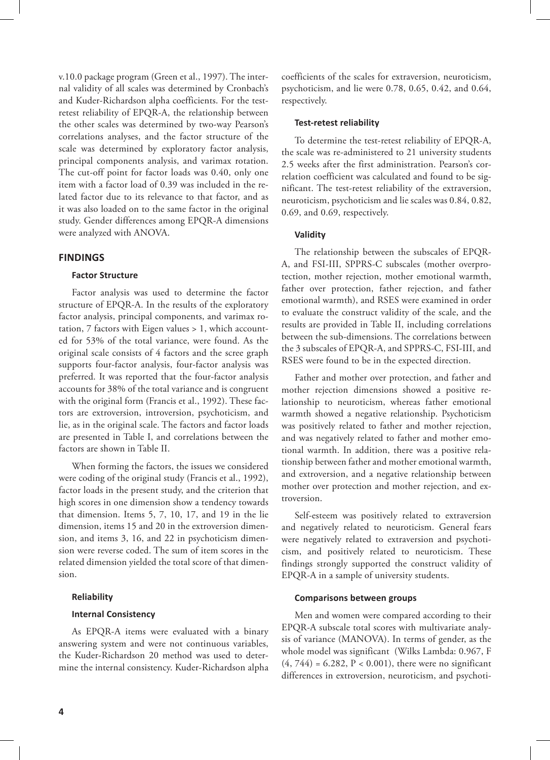v.10.0 package program (Green et al., 1997). The internal validity of all scales was determined by Cronbach's and Kuder-Richardson alpha coefficients. For the test-retest reliability of EPQR-A, the relationship between the other scales was determined by two-way Pearson's correlations analyses, and the factor structure of the scale was determined by exploratory factor analysis, principal components analysis, and varimax rotation. The cut-off point for factor loads was 0.40, only one item with a factor load of 0.39 was included in the related factor due to its relevance to that factor, and as it was also loaded on to the same factor in the original study. Gender differences among EPQR-A dimensions were analyzed with ANOVA.

## FINDINGS

### Factor Structure

Factor analysis was used to determine the factor structure of EPQR-A. In the results of the exploratory factor analysis, principal components, and varimax rotation, 7 factors with Eigen values > 1, which accounted for 53% of the total variance, were found. As the original scale consists of 4 factors and the scree graph supports four-factor analysis, four-factor analysis was preferred. It was reported that the four-factor analysis accounts for 38% of the total variance and is congruent with the original form (Francis et al., 1992). These factors are extroversion, introversion, psychoticism, and lie, as in the original scale. The factors and factor loads are presented in Table I, and correlations between the factors are shown in Table II.

When forming the factors, the issues we considered were coding of the original study (Francis et al., 1992), factor loads in the present study, and the criterion that high scores in one dimension show a tendency towards that dimension. Items 5, 7, 10, 17, and 19 in the lie dimension, items 15 and 20 in the extroversion dimension, and items 3, 16, and 22 in psychoticism dimension were reverse coded. The sum of item scores in the related dimension yielded the total score of that dimension.

### Reliability

#### Internal Consistency

As EPQR-A items were evaluated with a binary answering system and were not continuous variables, the Kuder-Richardson 20 method was used to determine the internal consistency. Kuder-Richardson alpha coefficients of the scales for extraversion, neuroticism, psychoticism, and lie were 0.78, 0.65, 0.42, and 0.64, respectively.

#### Test-retest reliability

To determine the test-retest reliability of EPQR-A, the scale was re-administered to 21 university students 2.5 weeks after the first administration. Pearson's correlation coefficient was calculated and found to be significant. The test-retest reliability of the extraversion, neuroticism, psychoticism and lie scales was 0.84, 0.82, 0.69, and 0.69, respectively.

### Validity

The relationship between the subscales of EPQR-A, and FSI-III, SPPRS-C subscales (mother overprotection, mother rejection, mother emotional warmth, father over protection, father rejection, and father emotional warmth), and RSES were examined in order to evaluate the construct validity of the scale, and the results are provided in Table II, including correlations between the sub-dimensions. The correlations between the 3 subscales of EPQR-A, and SPPRS-C, FSI-III, and RSES were found to be in the expected direction.

Father and mother over protection, and father and mother rejection dimensions showed a positive relationship to neuroticism, whereas father emotional warmth showed a negative relationship. Psychoticism was positively related to father and mother rejection, and was negatively related to father and mother emotional warmth. In addition, there was a positive relationship between father and mother emotional warmth, and extroversion, and a negative relationship between mother over protection and mother rejection, and extroversion.

Self-esteem was positively related to extraversion and negatively related to neuroticism. General fears were negatively related to extraversion and psychoticism, and positively related to neuroticism. These findings strongly supported the construct validity of EPQR-A in a sample of university students.

### Comparisons between groups

Men and women were compared according to their EPQR-A subscale total scores with multivariate analysis of variance (MANOVA). In terms of gender, as the whole model was significant (Wilks Lambda: 0.967, $F(4, 744) = 6.282$, $P < 0.001$), there were no significant differences in extroversion, neuroticism, and psychoti-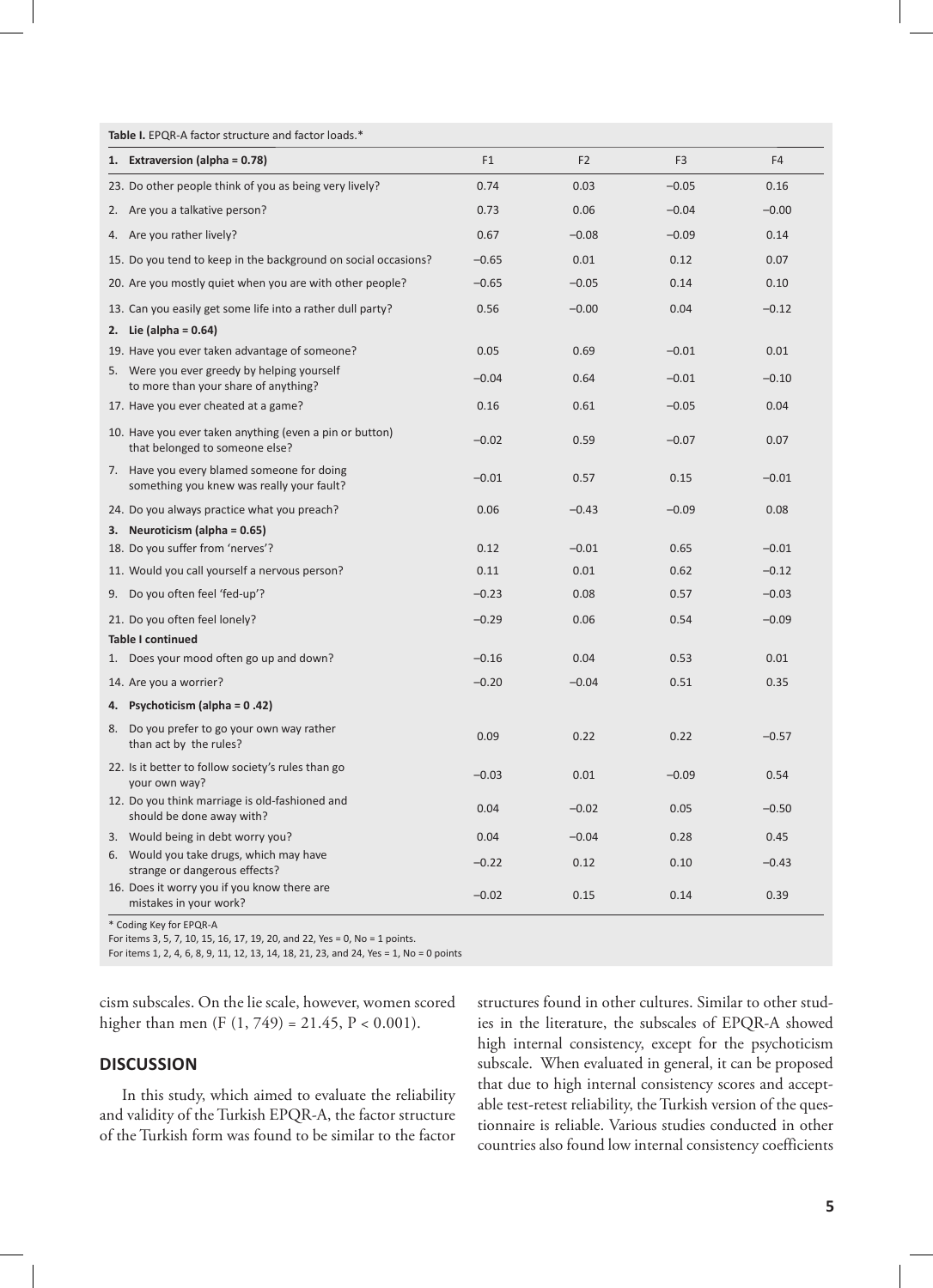**Table I.** EPQR-A factor structure and factor loads.*

| 1. Extraversion (alpha = 0.78) | F1 | F2 | F3 | F4 |
|---|---|---|---|---|
| 23. Do other people think of you as being very lively? | 0.74 | 0.03 | −0.05 | 0.16 |
| 2. Are you a talkative person? | 0.73 | 0.06 | −0.04 | −0.00 |
| 4. Are you rather lively? | 0.67 | −0.08 | −0.09 | 0.14 |
| 15. Do you tend to keep in the background on social occasions? | −0.65 | 0.01 | 0.12 | 0.07 |
| 20. Are you mostly quiet when you are with other people? | −0.65 | −0.05 | 0.14 | 0.10 |
| 13. Can you easily get some life into a rather dull party? | 0.56 | −0.00 | 0.04 | −0.12 |
| **2. Lie (alpha = 0.64)** | | | | |
| 19. Have you ever taken advantage of someone? | 0.05 | 0.69 | −0.01 | 0.01 |
| 5. Were you ever greedy by helping yourself to more than your share of anything? | −0.04 | 0.64 | −0.01 | −0.10 |
| 17. Have you ever cheated at a game? | 0.16 | 0.61 | −0.05 | 0.04 |
| 10. Have you ever taken anything (even a pin or button) that belonged to someone else? | −0.02 | 0.59 | −0.07 | 0.07 |
| 7. Have you every blamed someone for doing something you knew was really your fault? | −0.01 | 0.57 | 0.15 | −0.01 |
| 24. Do you always practice what you preach? | 0.06 | −0.43 | −0.09 | 0.08 |
| **3. Neuroticism (alpha = 0.65)** | | | | |
| 18. Do you suffer from 'nerves'? | 0.12 | −0.01 | 0.65 | −0.01 |
| 11. Would you call yourself a nervous person? | 0.11 | 0.01 | 0.62 | −0.12 |
| 9. Do you often feel 'fed-up'? | −0.23 | 0.08 | 0.57 | −0.03 |
| 21. Do you often feel lonely? | −0.29 | 0.06 | 0.54 | −0.09 |
| 1. Does your mood often go up and down? | −0.16 | 0.04 | 0.53 | 0.01 |
| 14. Are you a worrier? | −0.20 | −0.04 | 0.51 | 0.35 |
| **4. Psychoticism (alpha = 0 .42)** | | | | |
| 8. Do you prefer to go your own way rather than act by the rules? | 0.09 | 0.22 | 0.22 | −0.57 |
| 22. Is it better to follow society's rules than go your own way? | −0.03 | 0.01 | −0.09 | 0.54 |
| 12. Do you think marriage is old-fashioned and should be done away with? | 0.04 | −0.02 | 0.05 | −0.50 |
| 3. Would being in debt worry you? | 0.04 | −0.04 | 0.28 | 0.45 |
| 6. Would you take drugs, which may have strange or dangerous effects? | −0.22 | 0.12 | 0.10 | −0.43 |
| 16. Does it worry you if you know there are mistakes in your work? | −0.02 | 0.15 | 0.14 | 0.39 |

\* Coding Key for EPQR-A
For items 3, 5, 7, 10, 15, 16, 17, 19, 20, and 22, Yes = 0, No = 1 points.
For items 1, 2, 4, 6, 8, 9, 11, 12, 13, 14, 18, 21, 23, and 24, Yes = 1, No = 0 points

cism subscales. On the lie scale, however, women scored higher than men ($F (1, 749) = 21.45$, $P < 0.001$).

## DISCUSSION

In this study, which aimed to evaluate the reliability and validity of the Turkish EPQR-A, the factor structure of the Turkish form was found to be similar to the factor structures found in other cultures. Similar to other studies in the literature, the subscales of EPQR-A showed high internal consistency, except for the psychoticism subscale. When evaluated in general, it can be proposed that due to high internal consistency scores and acceptable test-retest reliability, the Turkish version of the questionnaire is reliable. Various studies conducted in other countries also found low internal consistency coefficients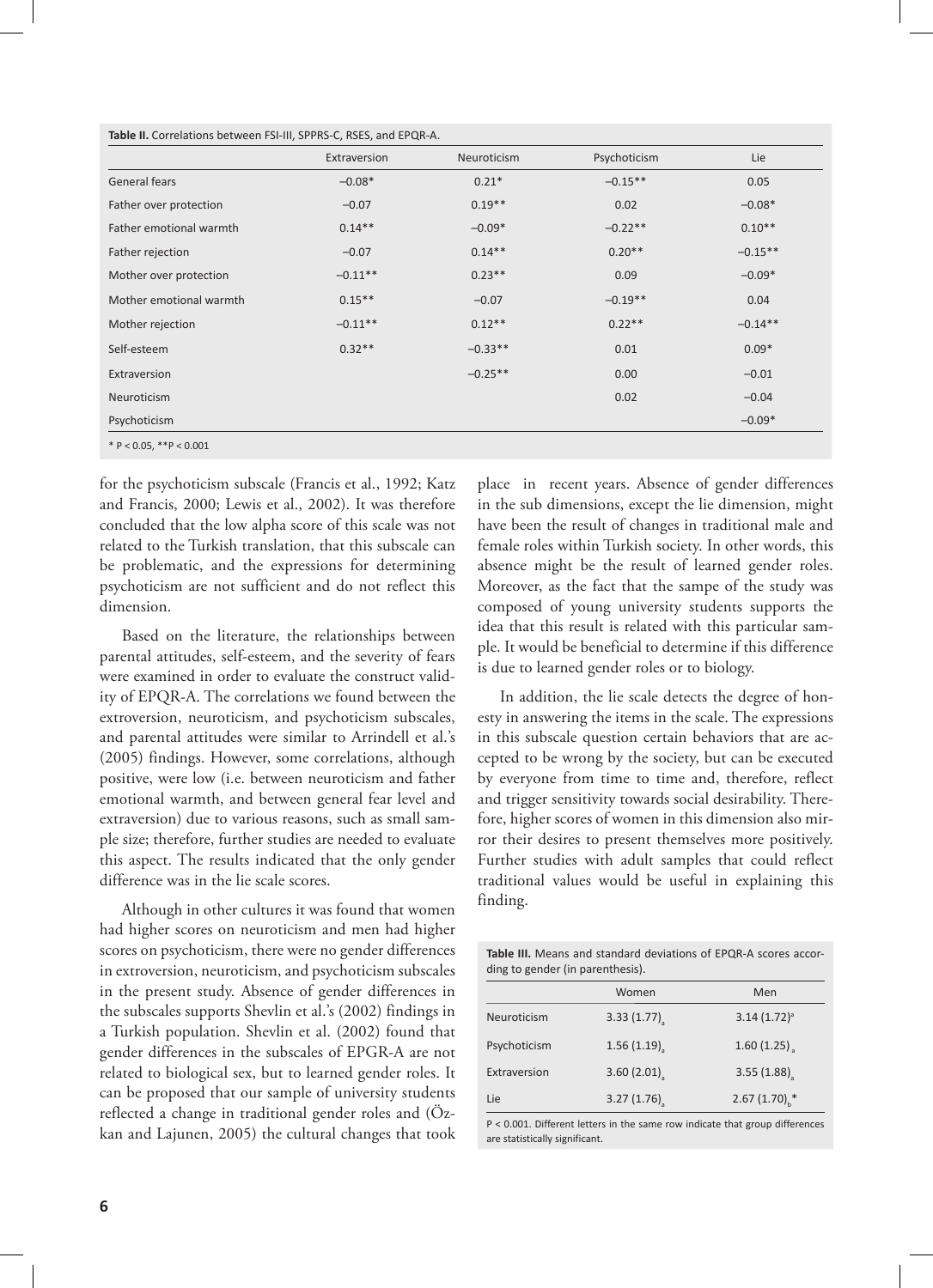**Table II.** Correlations between FSI-III, SPPRS-C, RSES, and EPQR-A.

| | Extraversion | Neuroticism | Psychoticism | Lie |
|---|---|---|---|---|
| General fears | −0.08* | 0.21* | −0.15** | 0.05 |
| Father over protection | −0.07 | 0.19** | 0.02 | −0.08* |
| Father emotional warmth | 0.14** | −0.09* | −0.22** | 0.10** |
| Father rejection | −0.07 | 0.14** | 0.20** | −0.15** |
| Mother over protection | −0.11** | 0.23** | 0.09 | −0.09* |
| Mother emotional warmth | 0.15** | −0.07 | −0.19** | 0.04 |
| Mother rejection | −0.11** | 0.12** | 0.22** | −0.14** |
| Self-esteem | 0.32** | −0.33** | 0.01 | 0.09* |
| Extraversion | | −0.25** | 0.00 | −0.01 |
| Neuroticism | | | 0.02 | −0.04 |
| Psychoticism | | | | −0.09* |

* P < 0.05, **P < 0.001

for the psychoticism subscale (Francis et al., 1992; Katz and Francis, 2000; Lewis et al., 2002). It was therefore concluded that the low alpha score of this scale was not related to the Turkish translation, that this subscale can be problematic, and the expressions for determining psychoticism are not sufficient and do not reflect this dimension.

Based on the literature, the relationships between parental attitudes, self-esteem, and the severity of fears were examined in order to evaluate the construct validity of EPQR-A. The correlations we found between the extroversion, neuroticism, and psychoticism subscales, and parental attitudes were similar to Arrindell et al.'s (2005) findings. However, some correlations, although positive, were low (i.e. between neuroticism and father emotional warmth, and between general fear level and extraversion) due to various reasons, such as small sample size; therefore, further studies are needed to evaluate this aspect. The results indicated that the only gender difference was in the lie scale scores.

Although in other cultures it was found that women had higher scores on neuroticism and men had higher scores on psychoticism, there were no gender differences in extroversion, neuroticism, and psychoticism subscales in the present study. Absence of gender differences in the subscales supports Shevlin et al.'s (2002) findings in a Turkish population. Shevlin et al. (2002) found that gender differences in the subscales of EPGR-A are not related to biological sex, but to learned gender roles. It can be proposed that our sample of university students reflected a change in traditional gender roles and (Özkan and Lajunen, 2005) the cultural changes that took place in recent years. Absence of gender differences in the sub dimensions, except the lie dimension, might have been the result of changes in traditional male and female roles within Turkish society. In other words, this absence might be the result of learned gender roles. Moreover, as the fact that the sampe of the study was composed of young university students supports the idea that this result is related with this particular sample. It would be beneficial to determine if this difference is due to learned gender roles or to biology.

In addition, the lie scale detects the degree of honesty in answering the items in the scale. The expressions in this subscale question certain behaviors that are accepted to be wrong by the society, but can be executed by everyone from time to time and, therefore, reflect and trigger sensitivity towards social desirability. Therefore, higher scores of women in this dimension also mirror their desires to present themselves more positively. Further studies with adult samples that could reflect traditional values would be useful in explaining this finding.

**Table III.** Means and standard deviations of EPQR-A scores according to gender (in parenthesis).

| | Women | Men |
|---|---|---|
| Neuroticism | 3.33 (1.77)$_a$ | 3.14 (1.72)$^a$ |
| Psychoticism | 1.56 (1.19)$_a$ | 1.60 (1.25)$_a$ |
| Extraversion | 3.60 (2.01)$_a$ | 3.55 (1.88)$_a$ |
| Lie | 3.27 (1.76)$_a$ | 2.67 (1.70)$_b$* |

P < 0.001. Different letters in the same row indicate that group differences are statistically significant.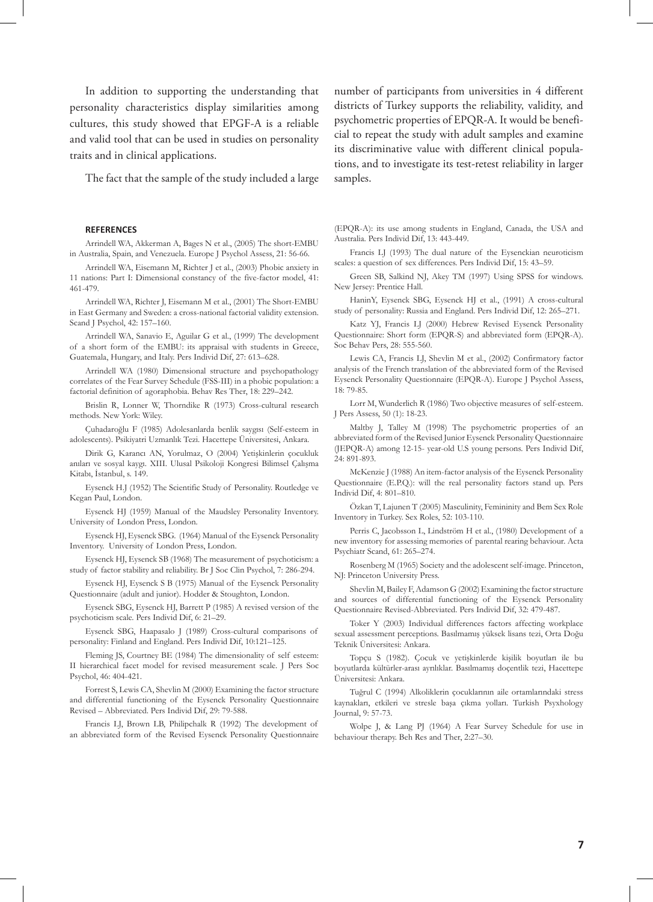In addition to supporting the understanding that personality characteristics display similarities among cultures, this study showed that EPGF-A is a reliable and valid tool that can be used in studies on personality traits and in clinical applications.

The fact that the sample of the study included a large number of participants from universities in 4 different districts of Turkey supports the reliability, validity, and psychometric properties of EPQR-A. It would be beneficial to repeat the study with adult samples and examine its discriminative value with different clinical populations, and to investigate its test-retest reliability in larger samples.

## REFERENCES

Arrindell WA, Akkerman A, Bages N et al., (2005) The short-EMBU in Australia, Spain, and Venezuela. Europe J Psychol Assess, 21: 56-66.

Arrindell WA, Eisemann M, Richter J et al., (2003) Phobic anxiety in 11 nations: Part I: Dimensional constancy of the five-factor model, 41: 461-479.

Arrindell WA, Richter J, Eisemann M et al., (2001) The Short-EMBU in East Germany and Sweden: a cross-national factorial validity extension. Scand J Psychol, 42: 157–160.

Arrindell WA, Sanavio E, Aguilar G et al., (1999) The development of a short form of the EMBU: its appraisal with students in Greece, Guatemala, Hungary, and Italy. Pers Individ Dif, 27: 613–628.

Arrindell WA (1980) Dimensional structure and psychopathology correlates of the Fear Survey Schedule (FSS-III) in a phobic population: a factorial definition of agoraphobia. Behav Res Ther, 18: 229–242.

Brislin R, Lonner W, Thorndike R (1973) Cross-cultural research methods. New York: Wiley.

Çuhadaroğlu F (1985) Adolesanlarda benlik saygısı (Self-esteem in adolescents). Psikiyatri Uzmanlık Tezi. Hacettepe Üniversitesi, Ankara.

Dirik G, Karancı AN, Yorulmaz, O (2004) Yetişkinlerin çocukluk anıları ve sosyal kaygı. XIII. Ulusal Psikoloji Kongresi Bilimsel Çalışma Kitabı, İstanbul, s. 149.

Eysenck H.J (1952) The Scientific Study of Personality. Routledge ve Kegan Paul, London.

Eysenck HJ (1959) Manual of the Maudsley Personality Inventory. University of London Press, London.

Eysenck HJ, Eysenck SBG. (1964) Manual of the Eysenck Personality Inventory. University of London Press, London.

Eysenck HJ, Eysenck SB (1968) The measurement of psychoticism: a study of factor stability and reliability. Br J Soc Clin Psychol, 7: 286-294.

Eysenck HJ, Eysenck S B (1975) Manual of the Eysenck Personality Questionnaire (adult and junior). Hodder & Stoughton, London.

Eysenck SBG, Eysenck HJ, Barrett P (1985) A revised version of the psychoticism scale. Pers Individ Dif, 6: 21–29.

Eysenck SBG, Haapasalo J (1989) Cross-cultural comparisons of personality: Finland and England. Pers Individ Dif, 10:121–125.

Fleming JS, Courtney BE (1984) The dimensionality of self esteem: II hierarchical facet model for revised measurement scale. J Pers Soc Psychol, 46: 404-421.

Forrest S, Lewis CA, Shevlin M (2000) Examining the factor structure and differential functioning of the Eysenck Personality Questionnaire Revised – Abbreviated. Pers Individ Dif, 29: 79-588.

Francis LJ, Brown LB, Philipchalk R (1992) The development of an abbreviated form of the Revised Eysenck Personality Questionnaire (EPQR-A): its use among students in England, Canada, the USA and Australia. Pers Individ Dif, 13: 443-449.

Francis LJ (1993) The dual nature of the Eysenckian neuroticism scales: a question of sex differences. Pers Individ Dif, 15: 43–59.

Green SB, Salkind NJ, Akey TM (1997) Using SPSS for windows. New Jersey: Prentice Hall.

HaninY, Eysenck SBG, Eysenck HJ et al., (1991) A cross-cultural study of personality: Russia and England. Pers Individ Dif, 12: 265–271.

Katz YJ, Francis LJ (2000) Hebrew Revised Eysenck Personality Questionnaire: Short form (EPQR-S) and abbreviated form (EPQR-A). Soc Behav Pers, 28: 555-560.

Lewis CA, Francis LJ, Shevlin M et al., (2002) Confirmatory factor analysis of the French translation of the abbreviated form of the Revised Eysenck Personality Questionnaire (EPQR-A). Europe J Psychol Assess, 18: 79-85.

Lorr M, Wunderlich R (1986) Two objective measures of self-esteem. J Pers Assess, 50 (1): 18-23.

Maltby J, Talley M (1998) The psychometric properties of an abbreviated form of the Revised Junior Eysenck Personality Questionnaire (JEPQR-A) among 12-15- year-old U.S young persons. Pers Individ Dif, 24: 891-893.

McKenzie J (1988) An item-factor analysis of the Eysenck Personality Questionnaire (E.P.Q.): will the real personality factors stand up. Pers Individ Dif, 4: 801–810.

Özkan T, Lajunen T (2005) Masculinity, Femininity and Bem Sex Role Inventory in Turkey. Sex Roles, 52: 103-110.

Perris C, Jacobsson L, Lindström H et al., (1980) Development of a new inventory for assessing memories of parental rearing behaviour. Acta Psychiatr Scand, 61: 265–274.

Rosenberg M (1965) Society and the adolescent self-image. Princeton, NJ: Princeton University Press.

Shevlin M, Bailey F, Adamson G (2002) Examining the factor structure and sources of differential functioning of the Eysenck Personality Questionnaire Revised-Abbreviated. Pers Individ Dif, 32: 479-487.

Toker Y (2003) Individual differences factors affecting workplace sexual assessment perceptions. Basılmamış yüksek lisans tezi, Orta Doğu Teknik Üniversitesi: Ankara.

Topçu S (1982). Çocuk ve yetişkinlerde kişilik boyutları ile bu boyutlarda kültürler-arası ayrılıklar. Basılmamış doçentlik tezi, Hacettepe Üniversitesi: Ankara.

Tuğrul C (1994) Alkoliklerin çocuklarının aile ortamlarındaki stress kaynakları, etkileri ve stresle başa çıkma yolları. Turkish Psyxhology Journal, 9: 57-73.

Wolpe J, & Lang PJ (1964) A Fear Survey Schedule for use in behaviour therapy. Beh Res and Ther, 2:27–30.